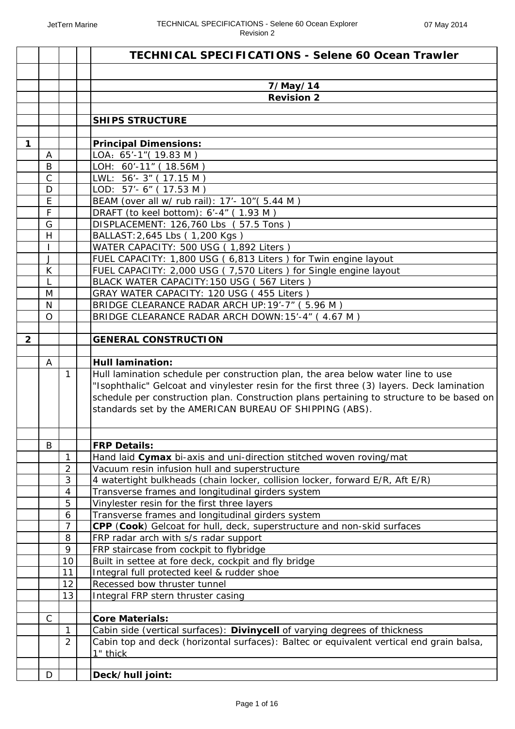| | | | | TECHNICAL SPECIFICATIONS - Selene 60 Ocean Trawler |
|---|---|---|---|---|
| | | | | |
| | | | | **7/May/14** |
| | | | | **Revision 2** |
| | | | | |
| | | | | **SHIPS STRUCTURE** |
| | | | | |
| **1** | | | | **Principal Dimensions:** |
| | A | | | LOA：65’-1”( 19.83 M ) |
| | B | | | LOH: 60’-11” ( 18.56M ) |
| | C | | | LWL: 56’- 3” ( 17.15 M ) |
| | D | | | LOD: 57’- 6” ( 17.53 M ) |
| | E | | | BEAM (over all w/ rub rail): 17’- 10”( 5.44 M ) |
| | F | | | DRAFT (to keel bottom): 6’-4” ( 1.93 M ) |
| | G | | | DISPLACEMENT: 126,760 Lbs ( 57.5 Tons ) |
| | H | | | BALLAST:2,645 Lbs ( 1,200 Kgs ) |
| | I | | | WATER CAPACITY: 500 USG ( 1,892 Liters ) |
| | J | | | FUEL CAPACITY: 1,800 USG ( 6,813 Liters ) for Twin engine layout |
| | K | | | FUEL CAPACITY: 2,000 USG ( 7,570 Liters ) for Single engine layout |
| | L | | | BLACK WATER CAPACITY:150 USG ( 567 Liters ) |
| | M | | | GRAY WATER CAPACITY: 120 USG ( 455 Liters ) |
| | N | | | BRIDGE CLEARANCE RADAR ARCH UP:19’-7” ( 5.96 M ) |
| | O | | | BRIDGE CLEARANCE RADAR ARCH DOWN:15’-4” ( 4.67 M ) |
| | | | | |
| **2** | | | | **GENERAL CONSTRUCTION** |
| | | | | |
| | A | | | **Hull lamination:** |
| | | 1 | | Hull lamination schedule per construction plan, the area below water line to use "Isophthalic" Gelcoat and vinylester resin for the first three (3) layers. Deck lamination schedule per construction plan. Construction plans pertaining to structure to be based on standards set by the AMERICAN BUREAU OF SHIPPING (ABS). |
| | | | | |
| | B | | | **FRP Details:** |
| | | 1 | | Hand laid **Cymax** bi-axis and uni-direction stitched woven roving/mat |
| | | 2 | | Vacuum resin infusion hull and superstructure |
| | | 3 | | 4 watertight bulkheads (chain locker, collision locker, forward E/R, Aft E/R) |
| | | 4 | | Transverse frames and longitudinal girders system |
| | | 5 | | Vinylester resin for the first three layers |
| | | 6 | | Transverse frames and longitudinal girders system |
| | | 7 | | **CPP** (**Cook**) Gelcoat for hull, deck, superstructure and non-skid surfaces |
| | | 8 | | FRP radar arch with s/s radar support |
| | | 9 | | FRP staircase from cockpit to flybridge |
| | | 10 | | Built in settee at fore deck, cockpit and fly bridge |
| | | 11 | | Integral full protected keel & rudder shoe |
| | | 12 | | Recessed bow thruster tunnel |
| | | 13 | | Integral FRP stern thruster casing |
| | | | | |
| | C | | | **Core Materials:** |
| | | 1 | | Cabin side (vertical surfaces): **Divinycell** of varying degrees of thickness |
| | | 2 | | Cabin top and deck (horizontal surfaces): Baltec or equivalent vertical end grain balsa, 1" thick |
| | | | | |
| | D | | | **Deck/hull joint:** |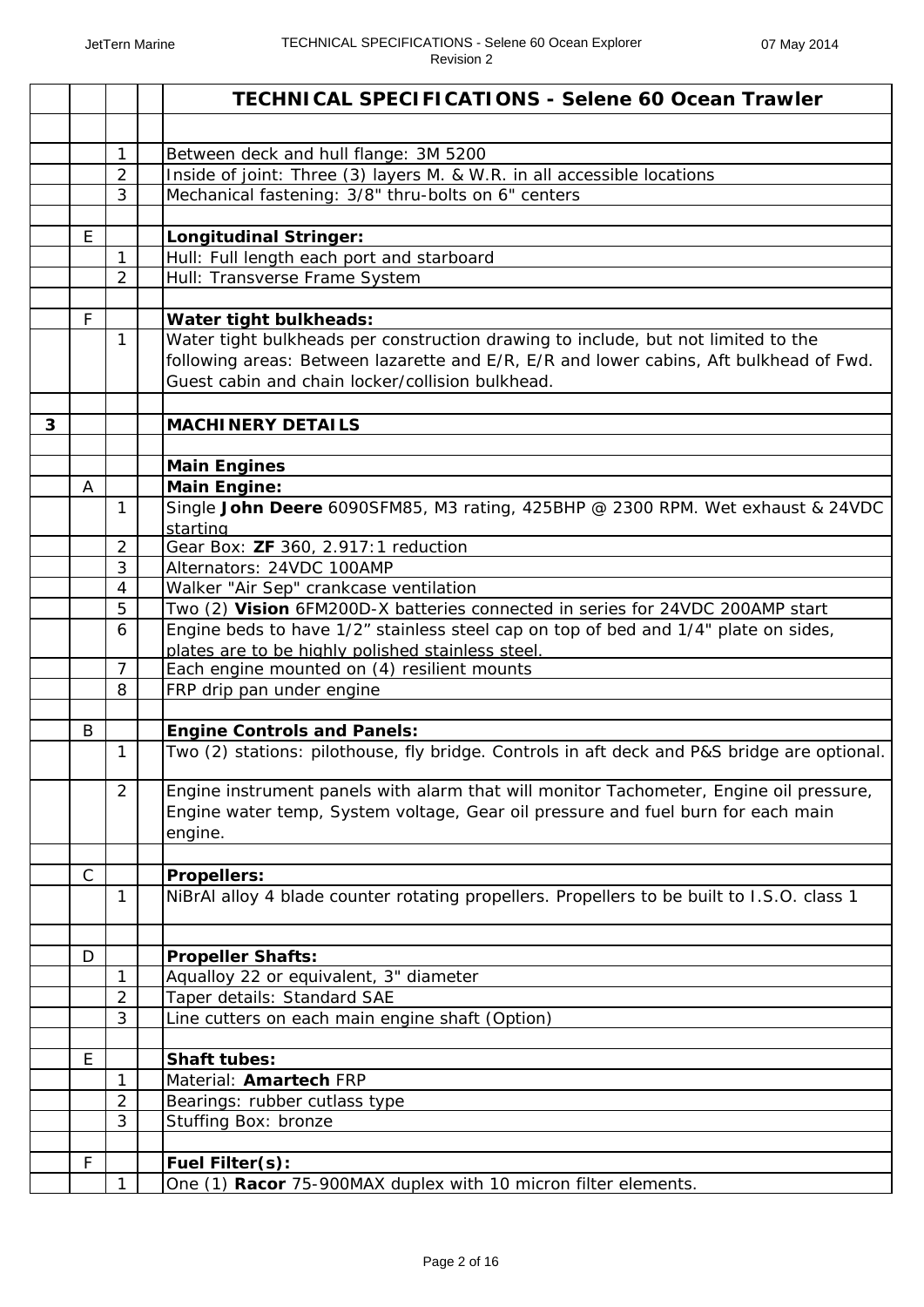| | | | | TECHNICAL SPECIFICATIONS - Selene 60 Ocean Trawler |
|---|---|---|---|---|
| | | | | |
| | | 1 | | Between deck and hull flange: 3M 5200 |
| | | 2 | | Inside of joint: Three (3) layers M. & W.R. in all accessible locations |
| | | 3 | | Mechanical fastening: 3/8" thru-bolts on 6" centers |
| | | | | |
| | E | | | **Longitudinal Stringer:** |
| | | 1 | | Hull: Full length each port and starboard |
| | | 2 | | Hull: Transverse Frame System |
| | | | | |
| | F | | | **Water tight bulkheads:** |
| | | 1 | | Water tight bulkheads per construction drawing to include, but not limited to the following areas: Between lazarette and E/R, E/R and lower cabins, Aft bulkhead of Fwd. Guest cabin and chain locker/collision bulkhead. |
| | | | | |
| **3** | | | | **MACHINERY DETAILS** |
| | | | | |
| | | | | **Main Engines** |
| | A | | | **Main Engine:** |
| | | 1 | | Single **John Deere** 6090SFM85, M3 rating, 425BHP @ 2300 RPM. Wet exhaust & 24VDC starting |
| | | 2 | | Gear Box: **ZF** 360, 2.917:1 reduction |
| | | 3 | | Alternators: 24VDC 100AMP |
| | | 4 | | Walker "Air Sep" crankcase ventilation |
| | | 5 | | Two (2) **Vision** 6FM200D-X batteries connected in series for 24VDC 200AMP start |
| | | 6 | | Engine beds to have 1/2" stainless steel cap on top of bed and 1/4" plate on sides, plates are to be highly polished stainless steel. |
| | | 7 | | Each engine mounted on (4) resilient mounts |
| | | 8 | | FRP drip pan under engine |
| | | | | |
| | B | | | **Engine Controls and Panels:** |
| | | 1 | | Two (2) stations: pilothouse, fly bridge. Controls in aft deck and P&S bridge are optional. |
| | | 2 | | Engine instrument panels with alarm that will monitor Tachometer, Engine oil pressure, Engine water temp, System voltage, Gear oil pressure and fuel burn for each main engine. |
| | | | | |
| | C | | | **Propellers:** |
| | | 1 | | NiBrAl alloy 4 blade counter rotating propellers. Propellers to be built to I.S.O. class 1 |
| | | | | |
| | D | | | **Propeller Shafts:** |
| | | 1 | | Aqualloy 22 or equivalent, 3" diameter |
| | | 2 | | Taper details: Standard SAE |
| | | 3 | | Line cutters on each main engine shaft (Option) |
| | | | | |
| | E | | | **Shaft tubes:** |
| | | 1 | | Material: **Amartech** FRP |
| | | 2 | | Bearings: rubber cutlass type |
| | | 3 | | Stuffing Box: bronze |
| | | | | |
| | F | | | **Fuel Filter(s):** |
| | | 1 | | One (1) **Racor** 75-900MAX duplex with 10 micron filter elements. |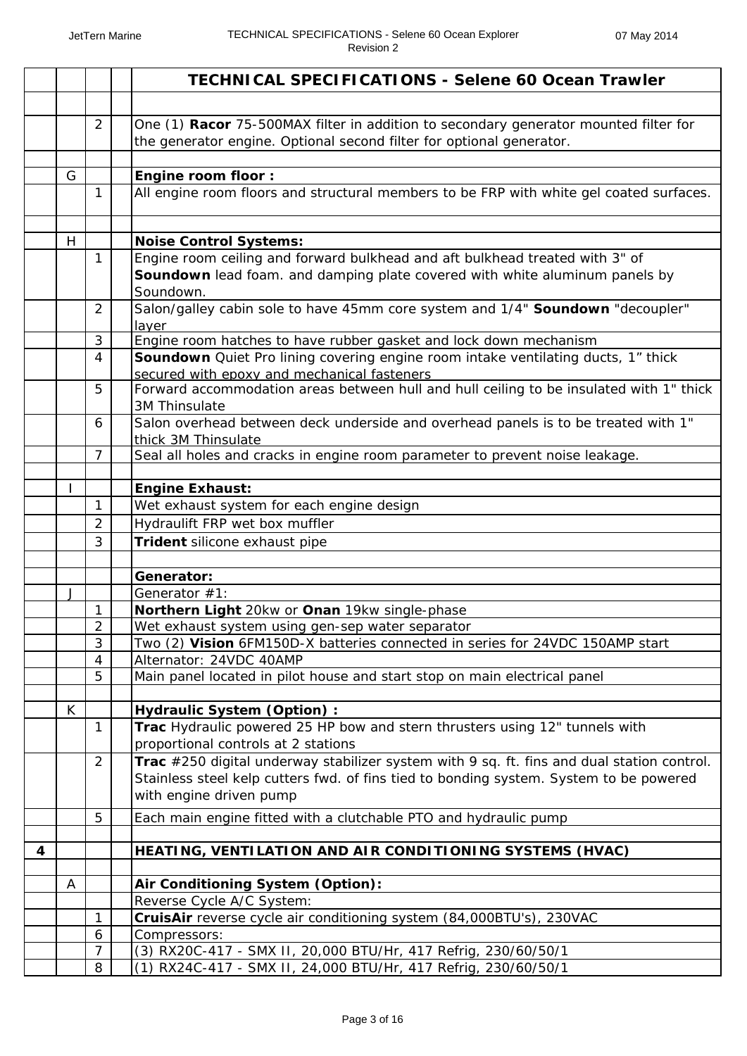| | | | | TECHNICAL SPECIFICATIONS - Selene 60 Ocean Trawler |
|---|---|---|---|---|
| | | | | |
| | | 2 | | One (1) **Racor** 75-500MAX filter in addition to secondary generator mounted filter for the generator engine. Optional second filter for optional generator. |
| | | | | |
| | G | | | **Engine room floor :** |
| | | 1 | | All engine room floors and structural members to be FRP with white gel coated surfaces. |
| | | | | |
| | H | | | **Noise Control Systems:** |
| | | 1 | | Engine room ceiling and forward bulkhead and aft bulkhead treated with 3" of **Soundown** lead foam. and damping plate covered with white aluminum panels by Soundown. |
| | | 2 | | Salon/galley cabin sole to have 45mm core system and 1/4" **Soundown** "decoupler" layer |
| | | 3 | | Engine room hatches to have rubber gasket and lock down mechanism |
| | | 4 | | **Soundown** Quiet Pro lining covering engine room intake ventilating ducts, 1" thick secured with epoxy and mechanical fasteners |
| | | 5 | | Forward accommodation areas between hull and hull ceiling to be insulated with 1" thick 3M Thinsulate |
| | | 6 | | Salon overhead between deck underside and overhead panels is to be treated with 1" thick 3M Thinsulate |
| | | 7 | | Seal all holes and cracks in engine room parameter to prevent noise leakage. |
| | | | | |
| | I | | | **Engine Exhaust:** |
| | | 1 | | Wet exhaust system for each engine design |
| | | 2 | | Hydraulift FRP wet box muffler |
| | | 3 | | **Trident** silicone exhaust pipe |
| | | | | |
| | | | | **Generator:** |
| | J | | | Generator #1: |
| | | 1 | | **Northern Light** 20kw or **Onan** 19kw single-phase |
| | | 2 | | Wet exhaust system using gen-sep water separator |
| | | 3 | | Two (2) **Vision** 6FM150D-X batteries connected in series for 24VDC 150AMP start |
| | | 4 | | Alternator: 24VDC 40AMP |
| | | 5 | | Main panel located in pilot house and start stop on main electrical panel |
| | | | | |
| | K | | | **Hydraulic System (Option) :** |
| | | 1 | | **Trac** Hydraulic powered 25 HP bow and stern thrusters using 12" tunnels with proportional controls at 2 stations |
| | | 2 | | **Trac** #250 digital underway stabilizer system with 9 sq. ft. fins and dual station control. Stainless steel kelp cutters fwd. of fins tied to bonding system. System to be powered with engine driven pump |
| | | 5 | | Each main engine fitted with a clutchable PTO and hydraulic pump |
| | | | | |
| **4** | | | | **HEATING, VENTILATION AND AIR CONDITIONING SYSTEMS (HVAC)** |
| | | | | |
| | A | | | **Air Conditioning System (Option):** |
| | | | | Reverse Cycle A/C System: |
| | | 1 | | **CruisAir** reverse cycle air conditioning system (84,000BTU's), 230VAC |
| | | 6 | | Compressors: |
| | | 7 | | (3) RX20C-417 - SMX II, 20,000 BTU/Hr, 417 Refrig, 230/60/50/1 |
| | | 8 | | (1) RX24C-417 - SMX II, 24,000 BTU/Hr, 417 Refrig, 230/60/50/1 |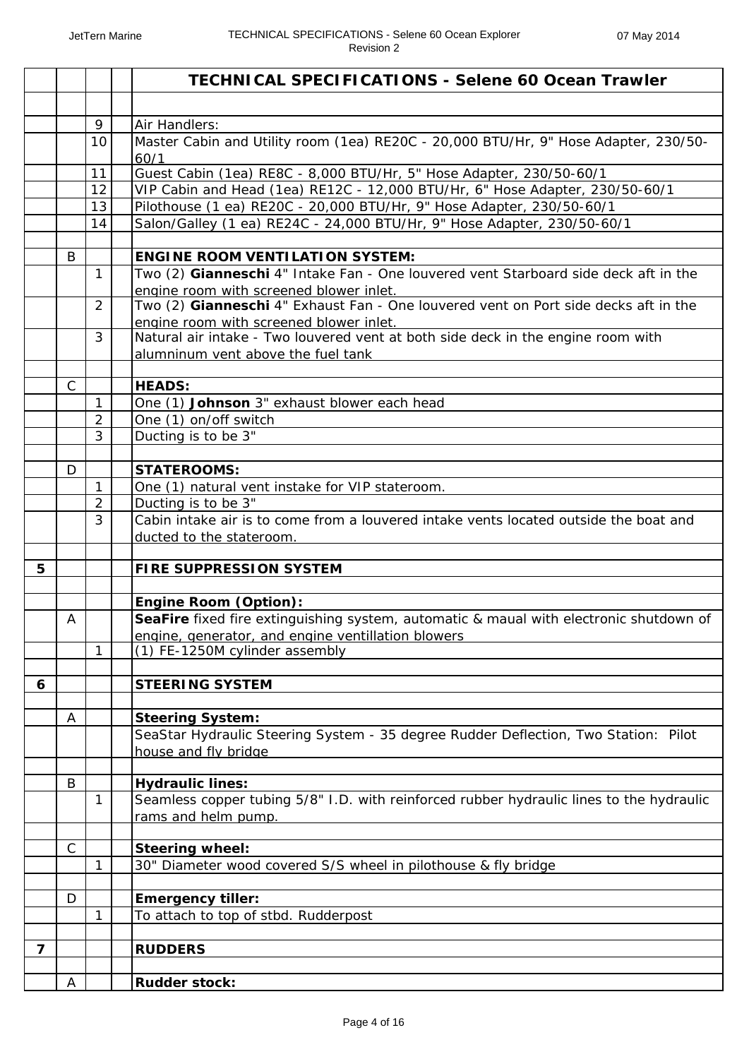| | | | | TECHNICAL SPECIFICATIONS - Selene 60 Ocean Trawler |
|---|---|---|---|---|
| | | | | |
| | | 9 | | Air Handlers: |
| | | 10 | | Master Cabin and Utility room (1ea) RE20C - 20,000 BTU/Hr, 9" Hose Adapter, 230/50-60/1 |
| | | 11 | | Guest Cabin (1ea) RE8C - 8,000 BTU/Hr, 5" Hose Adapter, 230/50-60/1 |
| | | 12 | | VIP Cabin and Head (1ea) RE12C - 12,000 BTU/Hr, 6" Hose Adapter, 230/50-60/1 |
| | | 13 | | Pilothouse (1 ea) RE20C - 20,000 BTU/Hr, 9" Hose Adapter, 230/50-60/1 |
| | | 14 | | Salon/Galley (1 ea) RE24C - 24,000 BTU/Hr, 9" Hose Adapter, 230/50-60/1 |
| | | | | |
| | B | | | **ENGINE ROOM VENTILATION SYSTEM:** |
| | | 1 | | Two (2) **Gianneschi** 4" Intake Fan - One louvered vent Starboard side deck aft in the engine room with screened blower inlet. |
| | | 2 | | Two (2) **Gianneschi** 4" Exhaust Fan - One louvered vent on Port side decks aft in the engine room with screened blower inlet. |
| | | 3 | | Natural air intake - Two louvered vent at both side deck in the engine room with alumninum vent above the fuel tank |
| | | | | |
| | C | | | **HEADS:** |
| | | 1 | | One (1) **Johnson** 3" exhaust blower each head |
| | | 2 | | One (1) on/off switch |
| | | 3 | | Ducting is to be 3" |
| | | | | |
| | D | | | **STATEROOMS:** |
| | | 1 | | One (1) natural vent instake for VIP stateroom. |
| | | 2 | | Ducting is to be 3" |
| | | 3 | | Cabin intake air is to come from a louvered intake vents located outside the boat and ducted to the stateroom. |
| | | | | |
| **5** | | | | **FIRE SUPPRESSION SYSTEM** |
| | | | | |
| | | | | **Engine Room (Option):** |
| | A | | | **SeaFire** fixed fire extinguishing system, automatic & maual with electronic shutdown of engine, generator, and engine ventillation blowers |
| | | 1 | | (1) FE-1250M cylinder assembly |
| | | | | |
| **6** | | | | **STEERING SYSTEM** |
| | | | | |
| | A | | | **Steering System:** |
| | | | | SeaStar Hydraulic Steering System - 35 degree Rudder Deflection, Two Station: Pilot house and fly bridge |
| | | | | |
| | B | | | **Hydraulic lines:** |
| | | 1 | | Seamless copper tubing 5/8" I.D. with reinforced rubber hydraulic lines to the hydraulic rams and helm pump. |
| | | | | |
| | C | | | **Steering wheel:** |
| | | 1 | | 30" Diameter wood covered S/S wheel in pilothouse & fly bridge |
| | | | | |
| | D | | | **Emergency tiller:** |
| | | 1 | | To attach to top of stbd. Rudderpost |
| | | | | |
| **7** | | | | **RUDDERS** |
| | | | | |
| | A | | | **Rudder stock:** |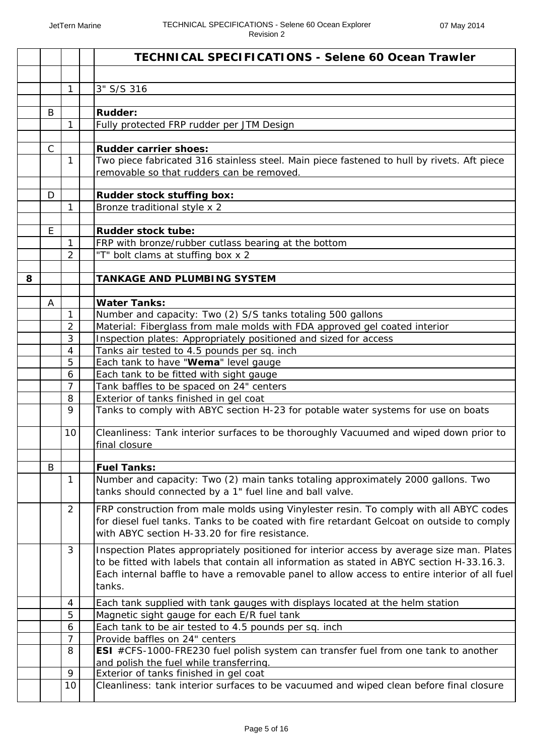| | | | | TECHNICAL SPECIFICATIONS - Selene 60 Ocean Trawler |
|---|---|---|---|---|
| | | | | |
| | | 1 | | 3" S/S 316 |
| | | | | |
| | B | | | **Rudder:** |
| | | 1 | | Fully protected FRP rudder per JTM Design |
| | | | | |
| | C | | | **Rudder carrier shoes:** |
| | | 1 | | Two piece fabricated 316 stainless steel. Main piece fastened to hull by rivets. Aft piece removable so that rudders can be removed. |
| | | | | |
| | D | | | **Rudder stock stuffing box:** |
| | | 1 | | Bronze traditional style x 2 |
| | | | | |
| | E | | | **Rudder stock tube:** |
| | | 1 | | FRP with bronze/rubber cutlass bearing at the bottom |
| | | 2 | | "T" bolt clams at stuffing box x 2 |
| | | | | |
| **8** | | | | **TANKAGE AND PLUMBING SYSTEM** |
| | | | | |
| | A | | | **Water Tanks:** |
| | | 1 | | Number and capacity: Two (2) S/S tanks totaling 500 gallons |
| | | 2 | | Material: Fiberglass from male molds with FDA approved gel coated interior |
| | | 3 | | Inspection plates: Appropriately positioned and sized for access |
| | | 4 | | Tanks air tested to 4.5 pounds per sq. inch |
| | | 5 | | Each tank to have "**Wema**" level gauge |
| | | 6 | | Each tank to be fitted with sight gauge |
| | | 7 | | Tank baffles to be spaced on 24" centers |
| | | 8 | | Exterior of tanks finished in gel coat |
| | | 9 | | Tanks to comply with ABYC section H-23 for potable water systems for use on boats |
| | | 10 | | Cleanliness: Tank interior surfaces to be thoroughly Vacuumed and wiped down prior to final closure |
| | | | | |
| | B | | | **Fuel Tanks:** |
| | | 1 | | Number and capacity: Two (2) main tanks totaling approximately 2000 gallons. Two tanks should connected by a 1" fuel line and ball valve. |
| | | 2 | | FRP construction from male molds using Vinylester resin. To comply with all ABYC codes for diesel fuel tanks. Tanks to be coated with fire retardant Gelcoat on outside to comply with ABYC section H-33.20 for fire resistance. |
| | | 3 | | Inspection Plates appropriately positioned for interior access by average size man. Plates to be fitted with labels that contain all information as stated in ABYC section H-33.16.3. Each internal baffle to have a removable panel to allow access to entire interior of all fuel tanks. |
| | | 4 | | Each tank supplied with tank gauges with displays located at the helm station |
| | | 5 | | Magnetic sight gauge for each E/R fuel tank |
| | | 6 | | Each tank to be air tested to 4.5 pounds per sq. inch |
| | | 7 | | Provide baffles on 24" centers |
| | | 8 | | **ESI** #CFS-1000-FRE230 fuel polish system can transfer fuel from one tank to another and polish the fuel while transferring. |
| | | 9 | | Exterior of tanks finished in gel coat |
| | | 10 | | Cleanliness: tank interior surfaces to be vacuumed and wiped clean before final closure |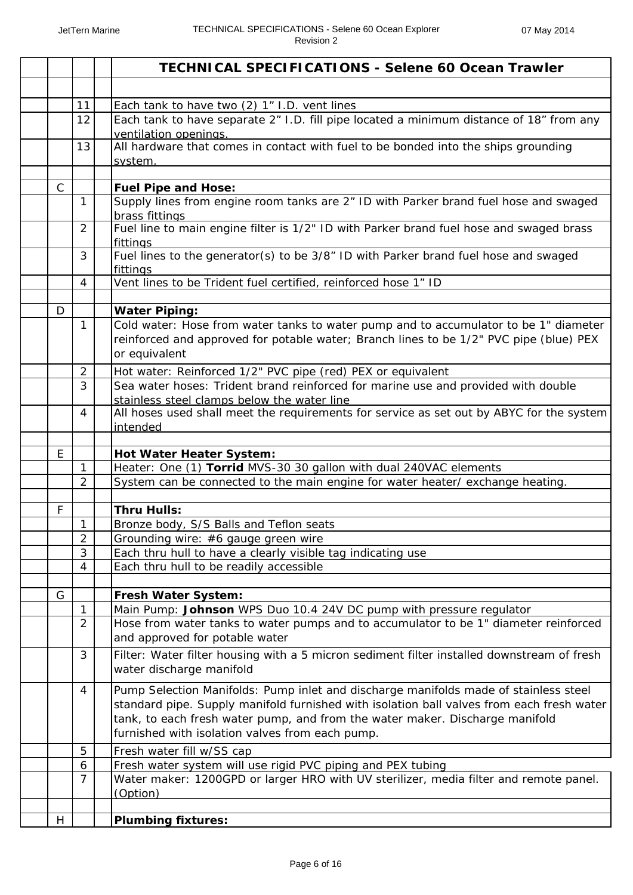| | | | | TECHNICAL SPECIFICATIONS - Selene 60 Ocean Trawler |
|---|---|---|---|---|
| | | | | |
| | | 11 | | Each tank to have two (2) 1" I.D. vent lines |
| | | 12 | | Each tank to have separate 2" I.D. fill pipe located a minimum distance of 18" from any ventilation openings. |
| | | 13 | | All hardware that comes in contact with fuel to be bonded into the ships grounding system. |
| | | | | |
| | C | | | **Fuel Pipe and Hose:** |
| | | 1 | | Supply lines from engine room tanks are 2" ID with Parker brand fuel hose and swaged brass fittings |
| | | 2 | | Fuel line to main engine filter is 1/2" ID with Parker brand fuel hose and swaged brass fittings |
| | | 3 | | Fuel lines to the generator(s) to be 3/8" ID with Parker brand fuel hose and swaged fittings |
| | | 4 | | Vent lines to be Trident fuel certified, reinforced hose 1" ID |
| | | | | |
| | D | | | **Water Piping:** |
| | | 1 | | Cold water: Hose from water tanks to water pump and to accumulator to be 1" diameter reinforced and approved for potable water; Branch lines to be 1/2" PVC pipe (blue) PEX or equivalent |
| | | 2 | | Hot water: Reinforced 1/2" PVC pipe (red) PEX or equivalent |
| | | 3 | | Sea water hoses: Trident brand reinforced for marine use and provided with double stainless steel clamps below the water line |
| | | 4 | | All hoses used shall meet the requirements for service as set out by ABYC for the system intended |
| | | | | |
| | E | | | **Hot Water Heater System:** |
| | | 1 | | Heater: One (1) **Torrid** MVS-30 30 gallon with dual 240VAC elements |
| | | 2 | | System can be connected to the main engine for water heater/ exchange heating. |
| | | | | |
| | F | | | **Thru Hulls:** |
| | | 1 | | Bronze body, S/S Balls and Teflon seats |
| | | 2 | | Grounding wire: #6 gauge green wire |
| | | 3 | | Each thru hull to have a clearly visible tag indicating use |
| | | 4 | | Each thru hull to be readily accessible |
| | | | | |
| | G | | | **Fresh Water System:** |
| | | 1 | | Main Pump: **Johnson** WPS Duo 10.4 24V DC pump with pressure regulator |
| | | 2 | | Hose from water tanks to water pumps and to accumulator to be 1" diameter reinforced and approved for potable water |
| | | 3 | | Filter: Water filter housing with a 5 micron sediment filter installed downstream of fresh water discharge manifold |
| | | 4 | | Pump Selection Manifolds: Pump inlet and discharge manifolds made of stainless steel standard pipe. Supply manifold furnished with isolation ball valves from each fresh water tank, to each fresh water pump, and from the water maker. Discharge manifold furnished with isolation valves from each pump. |
| | | 5 | | Fresh water fill w/SS cap |
| | | 6 | | Fresh water system will use rigid PVC piping and PEX tubing |
| | | 7 | | Water maker: 1200GPD or larger HRO with UV sterilizer, media filter and remote panel. (Option) |
| | | | | |
| | H | | | **Plumbing fixtures:** |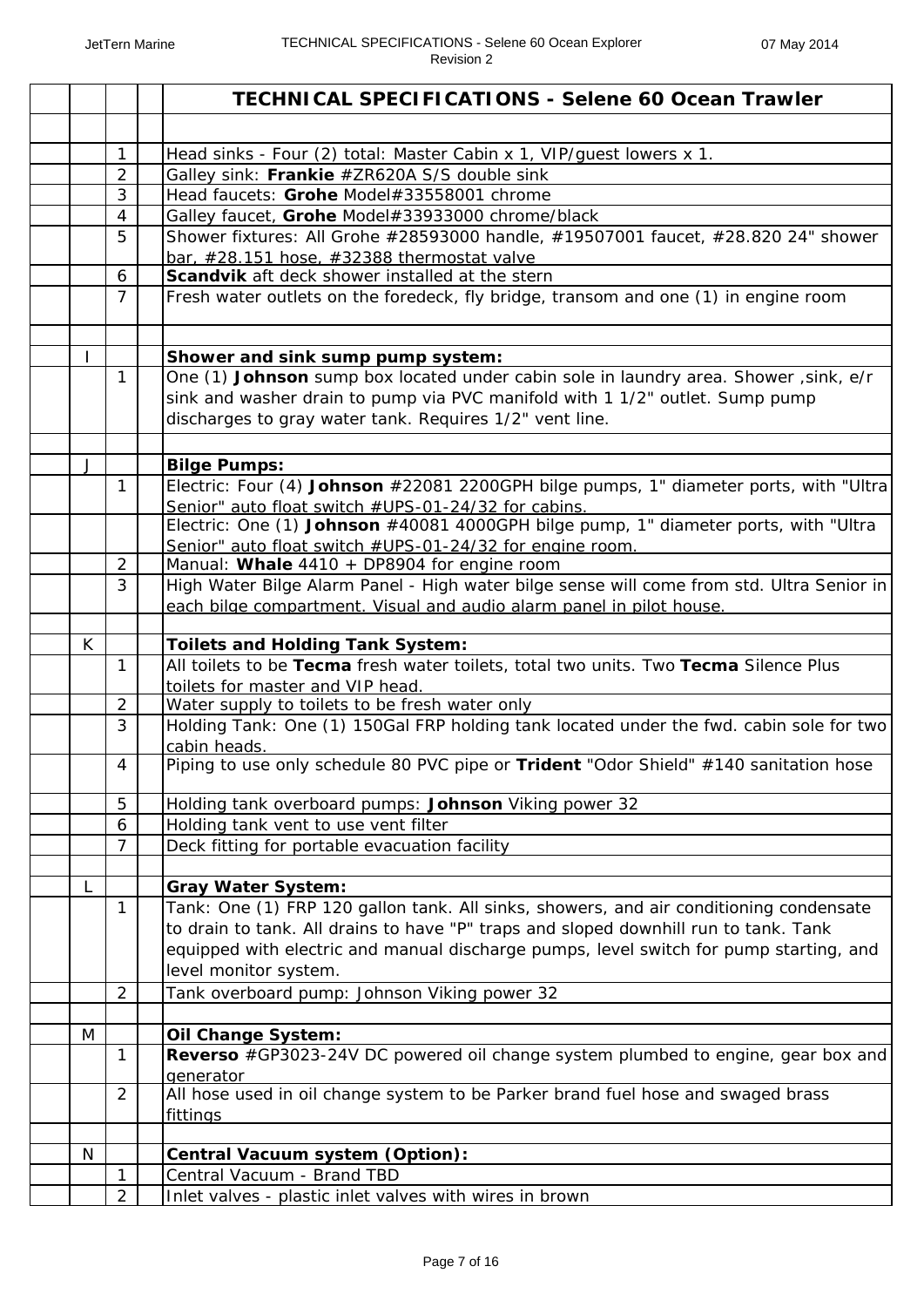| | | | | TECHNICAL SPECIFICATIONS - Selene 60 Ocean Trawler |
|---|---|---|---|---|
| | | | | |
| | | 1 | | Head sinks - Four (2) total: Master Cabin x 1, VIP/guest lowers x 1. |
| | | 2 | | Galley sink: **Frankie** #ZR620A S/S double sink |
| | | 3 | | Head faucets: **Grohe** Model#33558001 chrome |
| | | 4 | | Galley faucet, **Grohe** Model#33933000 chrome/black |
| | | 5 | | Shower fixtures: All Grohe #28593000 handle, #19507001 faucet, #28.820 24" shower bar, #28.151 hose, #32388 thermostat valve |
| | | 6 | | **Scandvik** aft deck shower installed at the stern |
| | | 7 | | Fresh water outlets on the foredeck, fly bridge, transom and one (1) in engine room |
| | | | | |
| | I | | | **Shower and sink sump pump system:** |
| | | 1 | | One (1) **Johnson** sump box located under cabin sole in laundry area. Shower ,sink, e/r sink and washer drain to pump via PVC manifold with 1 1/2" outlet. Sump pump discharges to gray water tank. Requires 1/2" vent line. |
| | | | | |
| | J | | | **Bilge Pumps:** |
| | | 1 | | Electric: Four (4) **Johnson** #22081 2200GPH bilge pumps, 1" diameter ports, with "Ultra Senior" auto float switch #UPS-01-24/32 for cabins. |
| | | | | Electric: One (1) **Johnson** #40081 4000GPH bilge pump, 1" diameter ports, with "Ultra Senior" auto float switch #UPS-01-24/32 for engine room. |
| | | 2 | | Manual: **Whale** 4410 + DP8904 for engine room |
| | | 3 | | High Water Bilge Alarm Panel - High water bilge sense will come from std. Ultra Senior in each bilge compartment. Visual and audio alarm panel in pilot house. |
| | | | | |
| | K | | | **Toilets and Holding Tank System:** |
| | | 1 | | All toilets to be **Tecma** fresh water toilets, total two units. Two **Tecma** Silence Plus toilets for master and VIP head. |
| | | 2 | | Water supply to toilets to be fresh water only |
| | | 3 | | Holding Tank: One (1) 150Gal FRP holding tank located under the fwd. cabin sole for two cabin heads. |
| | | 4 | | Piping to use only schedule 80 PVC pipe or **Trident** "Odor Shield" #140 sanitation hose |
| | | 5 | | Holding tank overboard pumps: **Johnson** Viking power 32 |
| | | 6 | | Holding tank vent to use vent filter |
| | | 7 | | Deck fitting for portable evacuation facility |
| | | | | |
| | L | | | **Gray Water System:** |
| | | 1 | | Tank: One (1) FRP 120 gallon tank. All sinks, showers, and air conditioning condensate to drain to tank. All drains to have "P" traps and sloped downhill run to tank. Tank equipped with electric and manual discharge pumps, level switch for pump starting, and level monitor system. |
| | | 2 | | Tank overboard pump: Johnson Viking power 32 |
| | | | | |
| | M | | | **Oil Change System:** |
| | | 1 | | **Reverso** #GP3023-24V DC powered oil change system plumbed to engine, gear box and generator |
| | | 2 | | All hose used in oil change system to be Parker brand fuel hose and swaged brass fittings |
| | | | | |
| | N | | | **Central Vacuum system (Option):** |
| | | 1 | | Central Vacuum - Brand TBD |
| | | 2 | | Inlet valves - plastic inlet valves with wires in brown |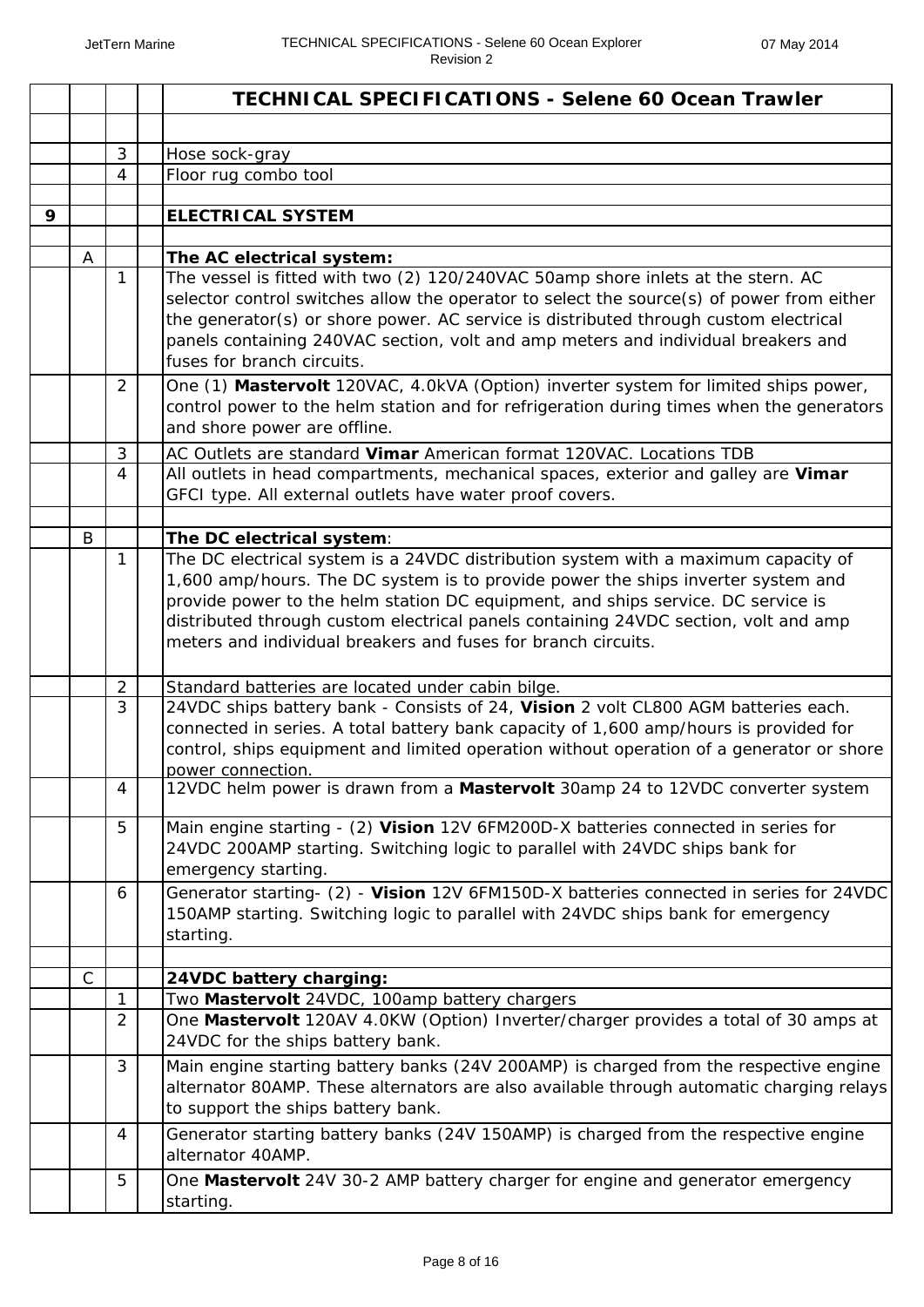| | | | | TECHNICAL SPECIFICATIONS - Selene 60 Ocean Trawler |
|---|---|---|---|---|
| | | | | |
| | | 3 | | Hose sock-gray |
| | | 4 | | Floor rug combo tool |
| | | | | |
| **9** | | | | **ELECTRICAL SYSTEM** |
| | | | | |
| | A | | | **The AC electrical system:** |
| | | 1 | | The vessel is fitted with two (2) 120/240VAC 50amp shore inlets at the stern. AC selector control switches allow the operator to select the source(s) of power from either the generator(s) or shore power. AC service is distributed through custom electrical panels containing 240VAC section, volt and amp meters and individual breakers and fuses for branch circuits. |
| | | 2 | | One (1) **Mastervolt** 120VAC, 4.0kVA (Option) inverter system for limited ships power, control power to the helm station and for refrigeration during times when the generators and shore power are offline. |
| | | 3 | | AC Outlets are standard **Vimar** American format 120VAC. Locations TDB |
| | | 4 | | All outlets in head compartments, mechanical spaces, exterior and galley are **Vimar** GFCI type. All external outlets have water proof covers. |
| | | | | |
| | B | | | **The DC electrical system**: |
| | | 1 | | The DC electrical system is a 24VDC distribution system with a maximum capacity of 1,600 amp/hours. The DC system is to provide power the ships inverter system and provide power to the helm station DC equipment, and ships service. DC service is distributed through custom electrical panels containing 24VDC section, volt and amp meters and individual breakers and fuses for branch circuits. |
| | | 2 | | Standard batteries are located under cabin bilge. |
| | | 3 | | 24VDC ships battery bank - Consists of 24, **Vision** 2 volt CL800 AGM batteries each. connected in series. A total battery bank capacity of 1,600 amp/hours is provided for control, ships equipment and limited operation without operation of a generator or shore power connection. |
| | | 4 | | 12VDC helm power is drawn from a **Mastervolt** 30amp 24 to 12VDC converter system |
| | | 5 | | Main engine starting - (2) **Vision** 12V 6FM200D-X batteries connected in series for 24VDC 200AMP starting. Switching logic to parallel with 24VDC ships bank for emergency starting. |
| | | 6 | | Generator starting- (2) - **Vision** 12V 6FM150D-X batteries connected in series for 24VDC 150AMP starting. Switching logic to parallel with 24VDC ships bank for emergency starting. |
| | | | | |
| | C | | | **24VDC battery charging:** |
| | | 1 | | Two **Mastervolt** 24VDC, 100amp battery chargers |
| | | 2 | | One **Mastervolt** 120AV 4.0KW (Option) Inverter/charger provides a total of 30 amps at 24VDC for the ships battery bank. |
| | | 3 | | Main engine starting battery banks (24V 200AMP) is charged from the respective engine alternator 80AMP. These alternators are also available through automatic charging relays to support the ships battery bank. |
| | | 4 | | Generator starting battery banks (24V 150AMP) is charged from the respective engine alternator 40AMP. |
| | | 5 | | One **Mastervolt** 24V 30-2 AMP battery charger for engine and generator emergency starting. |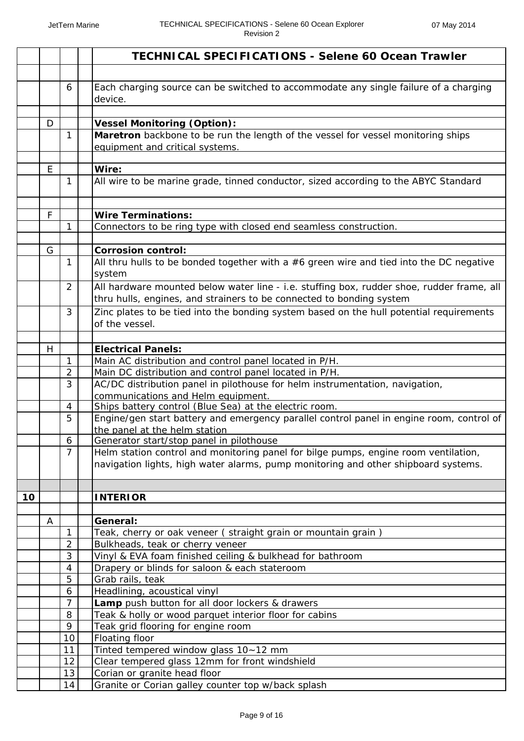| | | | | TECHNICAL SPECIFICATIONS - Selene 60 Ocean Trawler |
|---|---|---|---|---|
| | | | | |
| | | 6 | | Each charging source can be switched to accommodate any single failure of a charging device. |
| | | | | |
| | D | | | **Vessel Monitoring (Option):** |
| | | 1 | | **Maretron** backbone to be run the length of the vessel for vessel monitoring ships equipment and critical systems. |
| | | | | |
| | E | | | **Wire:** |
| | | 1 | | All wire to be marine grade, tinned conductor, sized according to the ABYC Standard |
| | | | | |
| | F | | | **Wire Terminations:** |
| | | 1 | | Connectors to be ring type with closed end seamless construction. |
| | | | | |
| | G | | | **Corrosion control:** |
| | | 1 | | All thru hulls to be bonded together with a #6 green wire and tied into the DC negative system |
| | | 2 | | All hardware mounted below water line - i.e. stuffing box, rudder shoe, rudder frame, all thru hulls, engines, and strainers to be connected to bonding system |
| | | 3 | | Zinc plates to be tied into the bonding system based on the hull potential requirements of the vessel. |
| | | | | |
| | H | | | **Electrical Panels:** |
| | | 1 | | Main AC distribution and control panel located in P/H. |
| | | 2 | | Main DC distribution and control panel located in P/H. |
| | | 3 | | AC/DC distribution panel in pilothouse for helm instrumentation, navigation, communications and Helm equipment. |
| | | 4 | | Ships battery control (Blue Sea) at the electric room. |
| | | 5 | | Engine/gen start battery and emergency parallel control panel in engine room, control of the panel at the helm station |
| | | 6 | | Generator start/stop panel in pilothouse |
| | | 7 | | Helm station control and monitoring panel for bilge pumps, engine room ventilation, navigation lights, high water alarms, pump monitoring and other shipboard systems. |
| | | | | |
| 10 | | | | **INTERIOR** |
| | | | | |
| | A | | | **General:** |
| | | 1 | | Teak, cherry or oak veneer ( straight grain or mountain grain ) |
| | | 2 | | Bulkheads, teak or cherry veneer |
| | | 3 | | Vinyl & EVA foam finished ceiling & bulkhead for bathroom |
| | | 4 | | Drapery or blinds for saloon & each stateroom |
| | | 5 | | Grab rails, teak |
| | | 6 | | Headlining, acoustical vinyl |
| | | 7 | | **Lamp** push button for all door lockers & drawers |
| | | 8 | | Teak & holly or wood parquet interior floor for cabins |
| | | 9 | | Teak grid flooring for engine room |
| | | 10 | | Floating floor |
| | | 11 | | Tinted tempered window glass 10~12 mm |
| | | 12 | | Clear tempered glass 12mm for front windshield |
| | | 13 | | Corian or granite head floor |
| | | 14 | | Granite or Corian galley counter top w/back splash |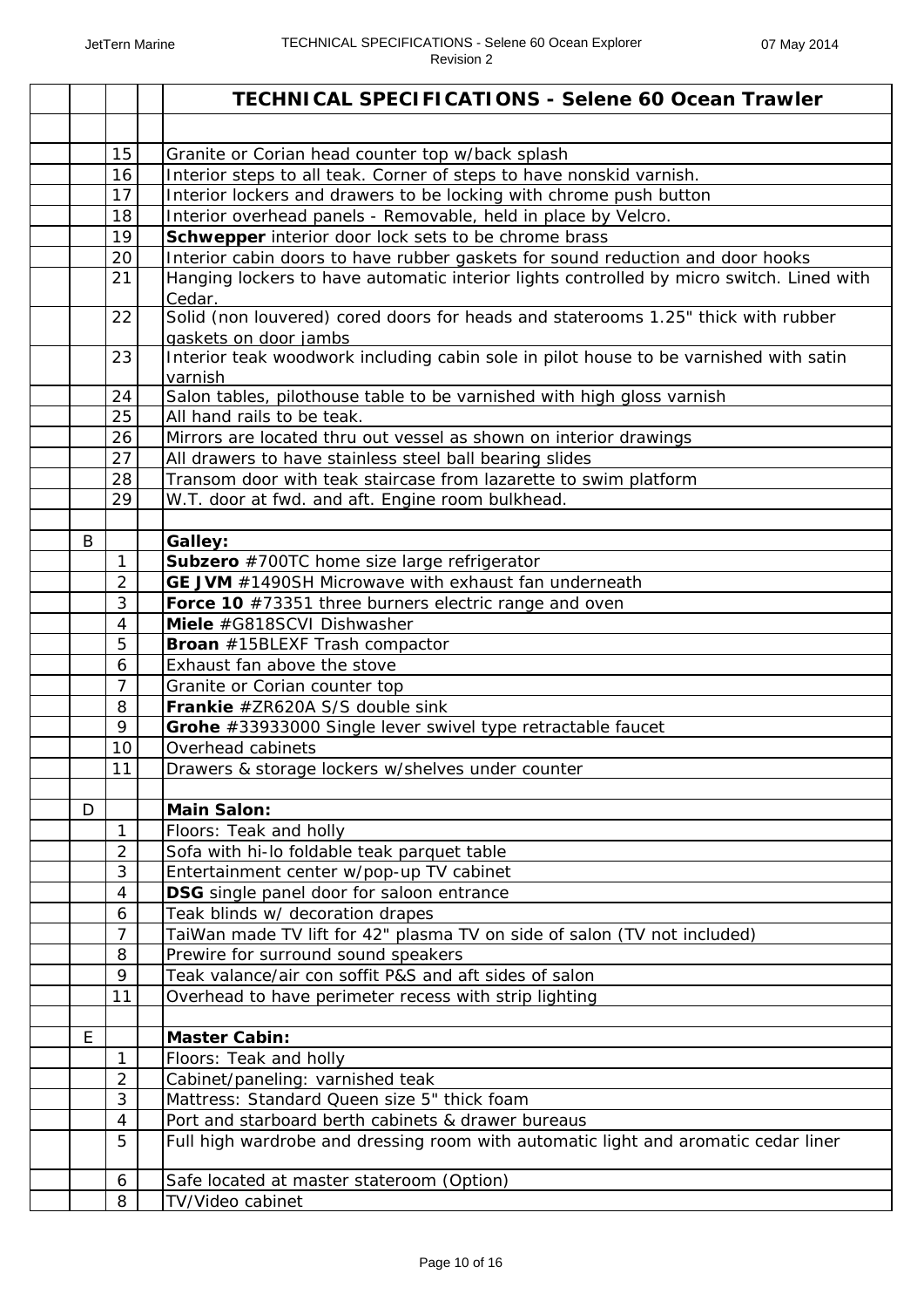| | | | TECHNICAL SPECIFICATIONS - Selene 60 Ocean Trawler |
|---|---|---|---|
| | | | |
| | 15 | | Granite or Corian head counter top w/back splash |
| | 16 | | Interior steps to all teak. Corner of steps to have nonskid varnish. |
| | 17 | | Interior lockers and drawers to be locking with chrome push button |
| | 18 | | Interior overhead panels - Removable, held in place by Velcro. |
| | 19 | | **Schwepper** interior door lock sets to be chrome brass |
| | 20 | | Interior cabin doors to have rubber gaskets for sound reduction and door hooks |
| | 21 | | Hanging lockers to have automatic interior lights controlled by micro switch. Lined with Cedar. |
| | 22 | | Solid (non louvered) cored doors for heads and staterooms 1.25" thick with rubber gaskets on door jambs |
| | 23 | | Interior teak woodwork including cabin sole in pilot house to be varnished with satin varnish |
| | 24 | | Salon tables, pilothouse table to be varnished with high gloss varnish |
| | 25 | | All hand rails to be teak. |
| | 26 | | Mirrors are located thru out vessel as shown on interior drawings |
| | 27 | | All drawers to have stainless steel ball bearing slides |
| | 28 | | Transom door with teak staircase from lazarette to swim platform |
| | 29 | | W.T. door at fwd. and aft. Engine room bulkhead. |
| | | | |
| B | | | **Galley:** |
| | 1 | | **Subzero** #700TC home size large refrigerator |
| | 2 | | **GE JVM** #1490SH Microwave with exhaust fan underneath |
| | 3 | | **Force 10** #73351 three burners electric range and oven |
| | 4 | | **Miele** #G818SCVI Dishwasher |
| | 5 | | **Broan** #15BLEXF Trash compactor |
| | 6 | | Exhaust fan above the stove |
| | 7 | | Granite or Corian counter top |
| | 8 | | **Frankie** #ZR620A S/S double sink |
| | 9 | | **Grohe** #33933000 Single lever swivel type retractable faucet |
| | 10 | | Overhead cabinets |
| | 11 | | Drawers & storage lockers w/shelves under counter |
| | | | |
| D | | | **Main Salon:** |
| | 1 | | Floors: Teak and holly |
| | 2 | | Sofa with hi-lo foldable teak parquet table |
| | 3 | | Entertainment center w/pop-up TV cabinet |
| | 4 | | **DSG** single panel door for saloon entrance |
| | 6 | | Teak blinds w/ decoration drapes |
| | 7 | | TaiWan made TV lift for 42" plasma TV on side of salon (TV not included) |
| | 8 | | Prewire for surround sound speakers |
| | 9 | | Teak valance/air con soffit P&S and aft sides of salon |
| | 11 | | Overhead to have perimeter recess with strip lighting |
| | | | |
| E | | | **Master Cabin:** |
| | 1 | | Floors: Teak and holly |
| | 2 | | Cabinet/paneling: varnished teak |
| | 3 | | Mattress: Standard Queen size 5" thick foam |
| | 4 | | Port and starboard berth cabinets & drawer bureaus |
| | 5 | | Full high wardrobe and dressing room with automatic light and aromatic cedar liner |
| | 6 | | Safe located at master stateroom (Option) |
| | 8 | | TV/Video cabinet |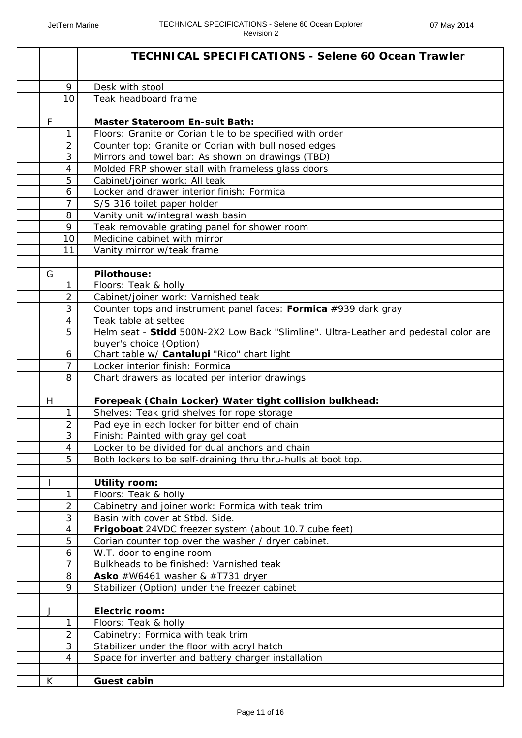| | | | TECHNICAL SPECIFICATIONS - Selene 60 Ocean Trawler |
|---|---|---|---|
| | | | |
| | 9 | | Desk with stool |
| | 10 | | Teak headboard frame |
| | | | |
| F | | | **Master Stateroom En-suit Bath:** |
| | 1 | | Floors: Granite or Corian tile to be specified with order |
| | 2 | | Counter top: Granite or Corian with bull nosed edges |
| | 3 | | Mirrors and towel bar: As shown on drawings (TBD) |
| | 4 | | Molded FRP shower stall with frameless glass doors |
| | 5 | | Cabinet/joiner work: All teak |
| | 6 | | Locker and drawer interior finish: Formica |
| | 7 | | S/S 316 toilet paper holder |
| | 8 | | Vanity unit w/integral wash basin |
| | 9 | | Teak removable grating panel for shower room |
| | 10 | | Medicine cabinet with mirror |
| | 11 | | Vanity mirror w/teak frame |
| | | | |
| G | | | **Pilothouse:** |
| | 1 | | Floors: Teak & holly |
| | 2 | | Cabinet/joiner work: Varnished teak |
| | 3 | | Counter tops and instrument panel faces: **Formica** #939 dark gray |
| | 4 | | Teak table at settee |
| | 5 | | Helm seat - **Stidd** 500N-2X2 Low Back "Slimline". Ultra-Leather and pedestal color are buyer's choice (Option) |
| | 6 | | Chart table w/ **Cantalupi** "Rico" chart light |
| | 7 | | Locker interior finish: Formica |
| | 8 | | Chart drawers as located per interior drawings |
| | | | |
| H | | | **Forepeak (Chain Locker) Water tight collision bulkhead:** |
| | 1 | | Shelves: Teak grid shelves for rope storage |
| | 2 | | Pad eye in each locker for bitter end of chain |
| | 3 | | Finish: Painted with gray gel coat |
| | 4 | | Locker to be divided for dual anchors and chain |
| | 5 | | Both lockers to be self-draining thru thru-hulls at boot top. |
| | | | |
| I | | | **Utility room:** |
| | 1 | | Floors: Teak & holly |
| | 2 | | Cabinetry and joiner work: Formica with teak trim |
| | 3 | | Basin with cover at Stbd. Side. |
| | 4 | | **Frigoboat** 24VDC freezer system (about 10.7 cube feet) |
| | 5 | | Corian counter top over the washer / dryer cabinet. |
| | 6 | | W.T. door to engine room |
| | 7 | | Bulkheads to be finished: Varnished teak |
| | 8 | | **Asko** #W6461 washer & #T731 dryer |
| | 9 | | Stabilizer (Option) under the freezer cabinet |
| | | | |
| J | | | **Electric room:** |
| | 1 | | Floors: Teak & holly |
| | 2 | | Cabinetry: Formica with teak trim |
| | 3 | | Stabilizer under the floor with acryl hatch |
| | 4 | | Space for inverter and battery charger installation |
| | | | |
| K | | | **Guest cabin** |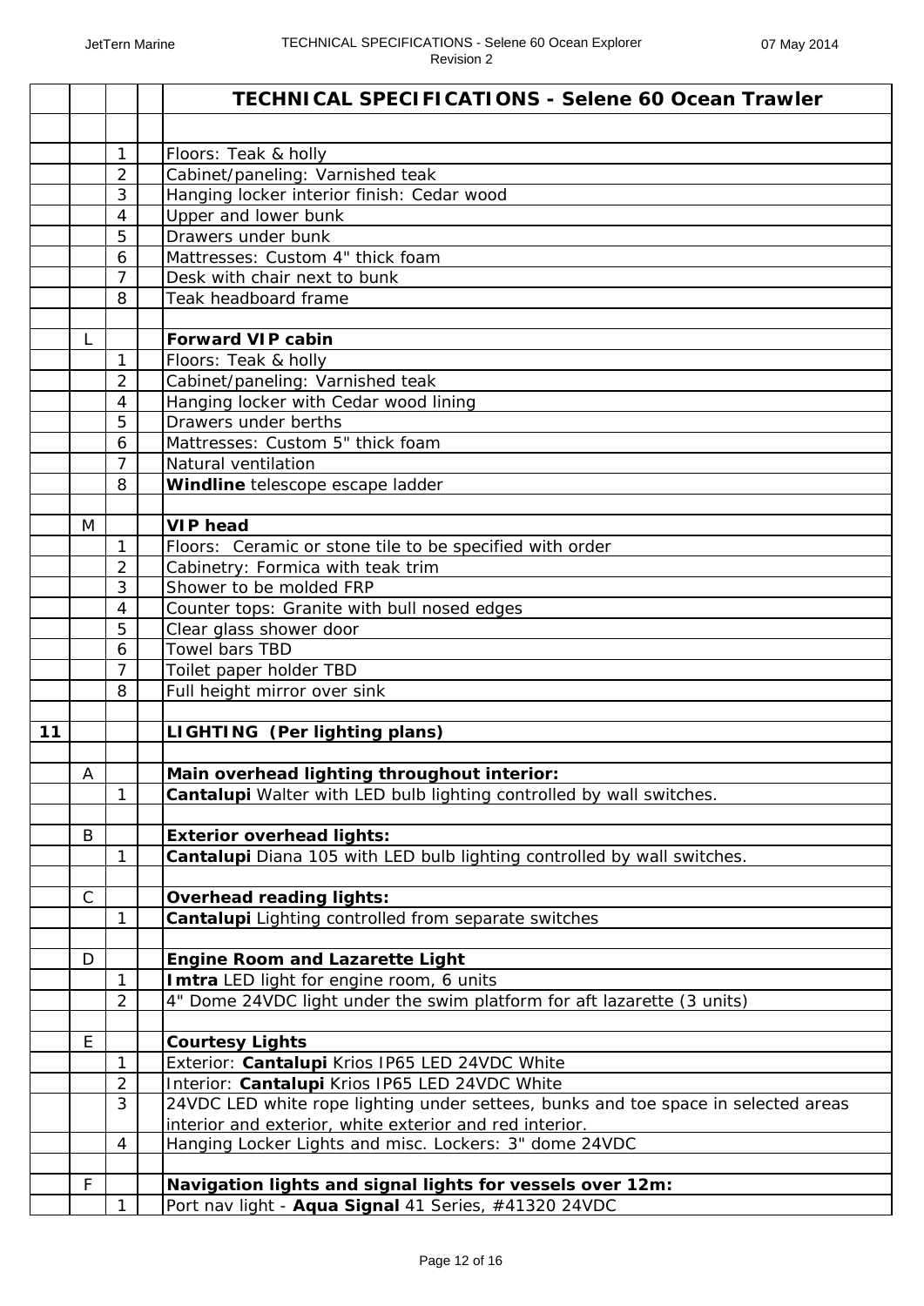| | | | | TECHNICAL SPECIFICATIONS - Selene 60 Ocean Trawler |
|---|---|---|---|---|
| | | | | |
| | | 1 | | Floors: Teak & holly |
| | | 2 | | Cabinet/paneling: Varnished teak |
| | | 3 | | Hanging locker interior finish: Cedar wood |
| | | 4 | | Upper and lower bunk |
| | | 5 | | Drawers under bunk |
| | | 6 | | Mattresses: Custom 4" thick foam |
| | | 7 | | Desk with chair next to bunk |
| | | 8 | | Teak headboard frame |
| | | | | |
| | L | | | **Forward VIP cabin** |
| | | 1 | | Floors: Teak & holly |
| | | 2 | | Cabinet/paneling: Varnished teak |
| | | 4 | | Hanging locker with Cedar wood lining |
| | | 5 | | Drawers under berths |
| | | 6 | | Mattresses: Custom 5" thick foam |
| | | 7 | | Natural ventilation |
| | | 8 | | **Windline** telescope escape ladder |
| | | | | |
| | M | | | **VIP head** |
| | | 1 | | Floors: Ceramic or stone tile to be specified with order |
| | | 2 | | Cabinetry: Formica with teak trim |
| | | 3 | | Shower to be molded FRP |
| | | 4 | | Counter tops: Granite with bull nosed edges |
| | | 5 | | Clear glass shower door |
| | | 6 | | Towel bars TBD |
| | | 7 | | Toilet paper holder TBD |
| | | 8 | | Full height mirror over sink |
| | | | | |
| **11** | | | | **LIGHTING (Per lighting plans)** |
| | | | | |
| | A | | | **Main overhead lighting throughout interior:** |
| | | 1 | | **Cantalupi** Walter with LED bulb lighting controlled by wall switches. |
| | | | | |
| | B | | | **Exterior overhead lights:** |
| | | 1 | | **Cantalupi** Diana 105 with LED bulb lighting controlled by wall switches. |
| | | | | |
| | C | | | **Overhead reading lights:** |
| | | 1 | | **Cantalupi** Lighting controlled from separate switches |
| | | | | |
| | D | | | **Engine Room and Lazarette Light** |
| | | 1 | | **Imtra** LED light for engine room, 6 units |
| | | 2 | | 4" Dome 24VDC light under the swim platform for aft lazarette (3 units) |
| | | | | |
| | E | | | **Courtesy Lights** |
| | | 1 | | Exterior: **Cantalupi** Krios IP65 LED 24VDC White |
| | | 2 | | Interior: **Cantalupi** Krios IP65 LED 24VDC White |
| | | 3 | | 24VDC LED white rope lighting under settees, bunks and toe space in selected areas interior and exterior, white exterior and red interior. |
| | | 4 | | Hanging Locker Lights and misc. Lockers: 3" dome 24VDC |
| | | | | |
| | F | | | **Navigation lights and signal lights for vessels over 12m:** |
| | | 1 | | Port nav light - **Aqua Signal** 41 Series, #41320 24VDC |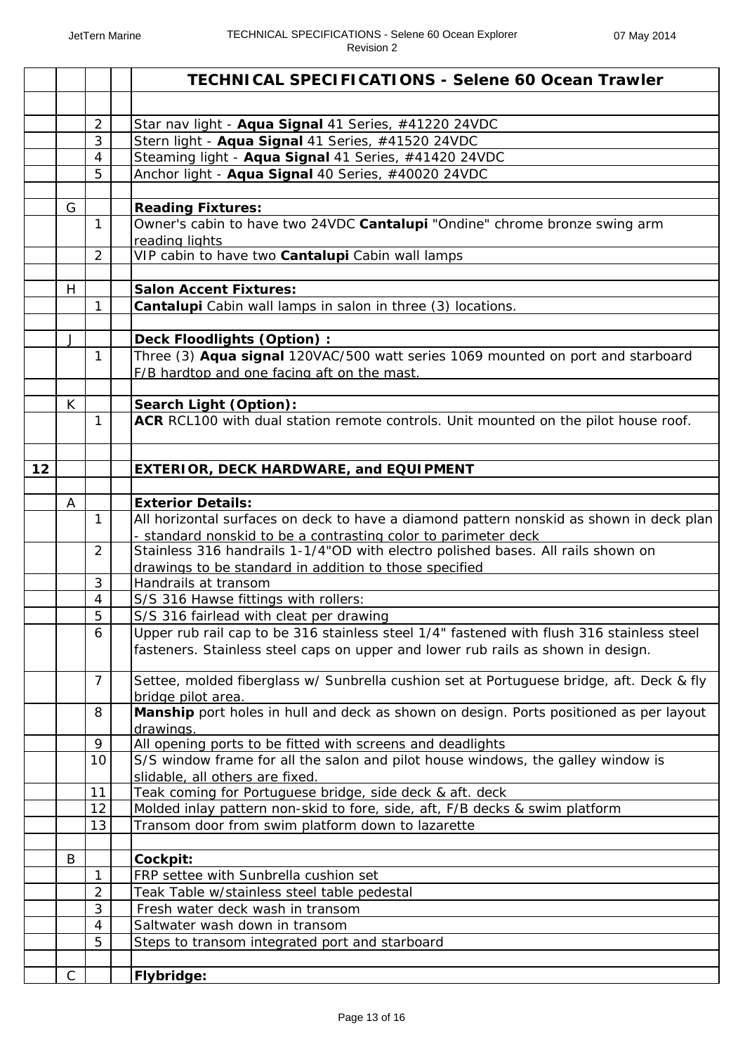| | | | | TECHNICAL SPECIFICATIONS - Selene 60 Ocean Trawler |
|---|---|---|---|---|
| | | | | |
| | | 2 | | Star nav light - **Aqua Signal** 41 Series, #41220 24VDC |
| | | 3 | | Stern light - **Aqua Signal** 41 Series, #41520 24VDC |
| | | 4 | | Steaming light - **Aqua Signal** 41 Series, #41420 24VDC |
| | | 5 | | Anchor light - **Aqua Signal** 40 Series, #40020 24VDC |
| | | | | |
| | G | | | **Reading Fixtures:** |
| | | 1 | | Owner's cabin to have two 24VDC **Cantalupi** "Ondine" chrome bronze swing arm reading lights |
| | | 2 | | VIP cabin to have two **Cantalupi** Cabin wall lamps |
| | | | | |
| | H | | | **Salon Accent Fixtures:** |
| | | 1 | | **Cantalupi** Cabin wall lamps in salon in three (3) locations. |
| | | | | |
| | J | | | **Deck Floodlights (Option) :** |
| | | 1 | | Three (3) **Aqua signal** 120VAC/500 watt series 1069 mounted on port and starboard F/B hardtop and one facing aft on the mast. |
| | | | | |
| | K | | | **Search Light (Option):** |
| | | 1 | | **ACR** RCL100 with dual station remote controls. Unit mounted on the pilot house roof. |
| | | | | |
| **12** | | | | **EXTERIOR, DECK HARDWARE, and EQUIPMENT** |
| | | | | |
| | A | | | **Exterior Details:** |
| | | 1 | | All horizontal surfaces on deck to have a diamond pattern nonskid as shown in deck plan - standard nonskid to be a contrasting color to parimeter deck |
| | | 2 | | Stainless 316 handrails 1-1/4"OD with electro polished bases. All rails shown on drawings to be standard in addition to those specified |
| | | 3 | | Handrails at transom |
| | | 4 | | S/S 316 Hawse fittings with rollers: |
| | | 5 | | S/S 316 fairlead with cleat per drawing |
| | | 6 | | Upper rub rail cap to be 316 stainless steel 1/4" fastened with flush 316 stainless steel fasteners. Stainless steel caps on upper and lower rub rails as shown in design. |
| | | 7 | | Settee, molded fiberglass w/ Sunbrella cushion set at Portuguese bridge, aft. Deck & fly bridge pilot area. |
| | | 8 | | **Manship** port holes in hull and deck as shown on design. Ports positioned as per layout drawings. |
| | | 9 | | All opening ports to be fitted with screens and deadlights |
| | | 10 | | S/S window frame for all the salon and pilot house windows, the galley window is slidable, all others are fixed. |
| | | 11 | | Teak coming for Portuguese bridge, side deck & aft. deck |
| | | 12 | | Molded inlay pattern non-skid to fore, side, aft, F/B decks & swim platform |
| | | 13 | | Transom door from swim platform down to lazarette |
| | | | | |
| | B | | | **Cockpit:** |
| | | 1 | | FRP settee with Sunbrella cushion set |
| | | 2 | | Teak Table w/stainless steel table pedestal |
| | | 3 | | Fresh water deck wash in transom |
| | | 4 | | Saltwater wash down in transom |
| | | 5 | | Steps to transom integrated port and starboard |
| | | | | |
| | C | | | **Flybridge:** |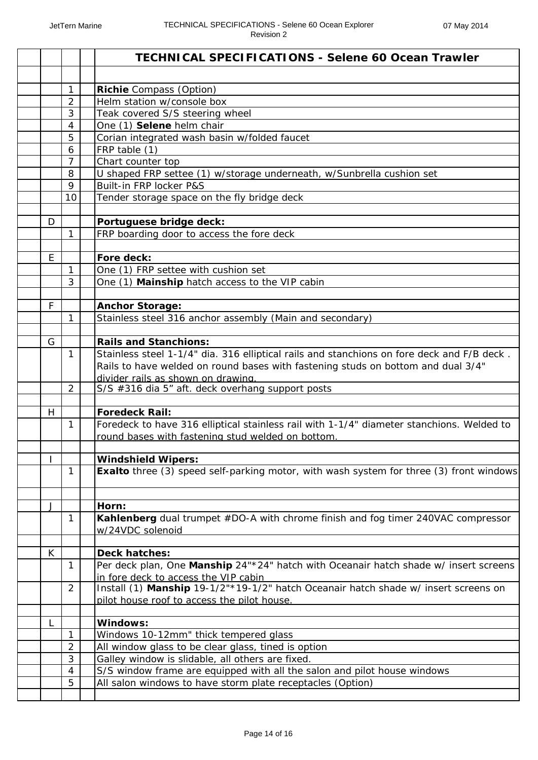| | | | | **TECHNICAL SPECIFICATIONS - Selene 60 Ocean Trawler** |
|---|---|---|---|---|
| | | | | |
| | | 1 | | **Richie** Compass (Option) |
| | | 2 | | Helm station w/console box |
| | | 3 | | Teak covered S/S steering wheel |
| | | 4 | | One (1) **Selene** helm chair |
| | | 5 | | Corian integrated wash basin w/folded faucet |
| | | 6 | | FRP table (1) |
| | | 7 | | Chart counter top |
| | | 8 | | U shaped FRP settee (1) w/storage underneath, w/Sunbrella cushion set |
| | | 9 | | Built-in FRP locker P&S |
| | | 10 | | Tender storage space on the fly bridge deck |
| | | | | |
| | D | | | **Portuguese bridge deck:** |
| | | 1 | | FRP boarding door to access the fore deck |
| | | | | |
| | E | | | **Fore deck:** |
| | | 1 | | One (1) FRP settee with cushion set |
| | | 3 | | One (1) **Mainship** hatch access to the VIP cabin |
| | | | | |
| | F | | | **Anchor Storage:** |
| | | 1 | | Stainless steel 316 anchor assembly (Main and secondary) |
| | | | | |
| | G | | | **Rails and Stanchions:** |
| | | 1 | | Stainless steel 1-1/4" dia. 316 elliptical rails and stanchions on fore deck and F/B deck . Rails to have welded on round bases with fastening studs on bottom and dual 3/4" divider rails as shown on drawing. |
| | | 2 | | S/S #316 dia 5" aft. deck overhang support posts |
| | | | | |
| | H | | | **Foredeck Rail:** |
| | | 1 | | Foredeck to have 316 elliptical stainless rail with 1-1/4" diameter stanchions. Welded to round bases with fastening stud welded on bottom. |
| | | | | |
| | I | | | **Windshield Wipers:** |
| | | 1 | | **Exalto** three (3) speed self-parking motor, with wash system for three (3) front windows |
| | | | | |
| | J | | | **Horn:** |
| | | 1 | | **Kahlenberg** dual trumpet #DO-A with chrome finish and fog timer 240VAC compressor w/24VDC solenoid |
| | | | | |
| | K | | | **Deck hatches:** |
| | | 1 | | Per deck plan, One **Manship** 24"*24" hatch with Oceanair hatch shade w/ insert screens in fore deck to access the VIP cabin |
| | | 2 | | Install (1) **Manship** 19-1/2"*19-1/2" hatch Oceanair hatch shade w/ insert screens on pilot house roof to access the pilot house. |
| | | | | |
| | L | | | **Windows:** |
| | | 1 | | Windows 10-12mm" thick tempered glass |
| | | 2 | | All window glass to be clear glass, tined is option |
| | | 3 | | Galley window is slidable, all others are fixed. |
| | | 4 | | S/S window frame are equipped with all the salon and pilot house windows |
| | | 5 | | All salon windows to have storm plate receptacles (Option) |
| | | | | |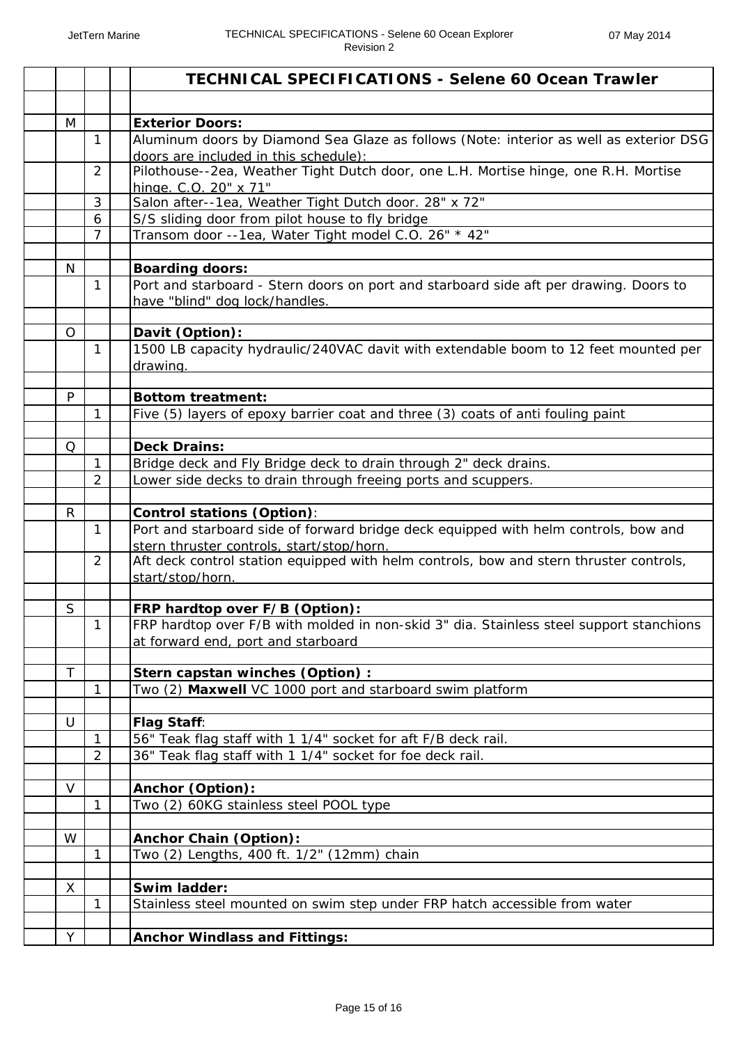| | | | | TECHNICAL SPECIFICATIONS - Selene 60 Ocean Trawler |
|---|---|---|---|---|
| | | | | |
| | M | | | **Exterior Doors:** |
| | | 1 | | Aluminum doors by Diamond Sea Glaze as follows (Note: interior as well as exterior DSG doors are included in this schedule): |
| | | 2 | | Pilothouse--2ea, Weather Tight Dutch door, one L.H. Mortise hinge, one R.H. Mortise hinge. C.O. 20" x 71" |
| | | 3 | | Salon after--1ea, Weather Tight Dutch door. 28" x 72" |
| | | 6 | | S/S sliding door from pilot house to fly bridge |
| | | 7 | | Transom door --1ea, Water Tight model C.O. 26" * 42" |
| | | | | |
| | N | | | **Boarding doors:** |
| | | 1 | | Port and starboard - Stern doors on port and starboard side aft per drawing. Doors to have "blind" dog lock/handles. |
| | | | | |
| | O | | | **Davit (Option):** |
| | | 1 | | 1500 LB capacity hydraulic/240VAC davit with extendable boom to 12 feet mounted per drawing. |
| | | | | |
| | P | | | **Bottom treatment:** |
| | | 1 | | Five (5) layers of epoxy barrier coat and three (3) coats of anti fouling paint |
| | | | | |
| | Q | | | **Deck Drains:** |
| | | 1 | | Bridge deck and Fly Bridge deck to drain through 2" deck drains. |
| | | 2 | | Lower side decks to drain through freeing ports and scuppers. |
| | | | | |
| | R | | | **Control stations (Option)**: |
| | | 1 | | Port and starboard side of forward bridge deck equipped with helm controls, bow and stern thruster controls, start/stop/horn. |
| | | 2 | | Aft deck control station equipped with helm controls, bow and stern thruster controls, start/stop/horn. |
| | | | | |
| | S | | | **FRP hardtop over F/B (Option):** |
| | | 1 | | FRP hardtop over F/B with molded in non-skid 3" dia. Stainless steel support stanchions at forward end, port and starboard |
| | | | | |
| | T | | | **Stern capstan winches (Option) :** |
| | | 1 | | Two (2) **Maxwell** VC 1000 port and starboard swim platform |
| | | | | |
| | U | | | **Flag Staff**: |
| | | 1 | | 56" Teak flag staff with 1 1/4" socket for aft F/B deck rail. |
| | | 2 | | 36" Teak flag staff with 1 1/4" socket for foe deck rail. |
| | | | | |
| | V | | | **Anchor (Option):** |
| | | 1 | | Two (2) 60KG stainless steel POOL type |
| | | | | |
| | W | | | **Anchor Chain (Option):** |
| | | 1 | | Two (2) Lengths, 400 ft. 1/2" (12mm) chain |
| | | | | |
| | X | | | **Swim ladder:** |
| | | 1 | | Stainless steel mounted on swim step under FRP hatch accessible from water |
| | | | | |
| | Y | | | **Anchor Windlass and Fittings:** |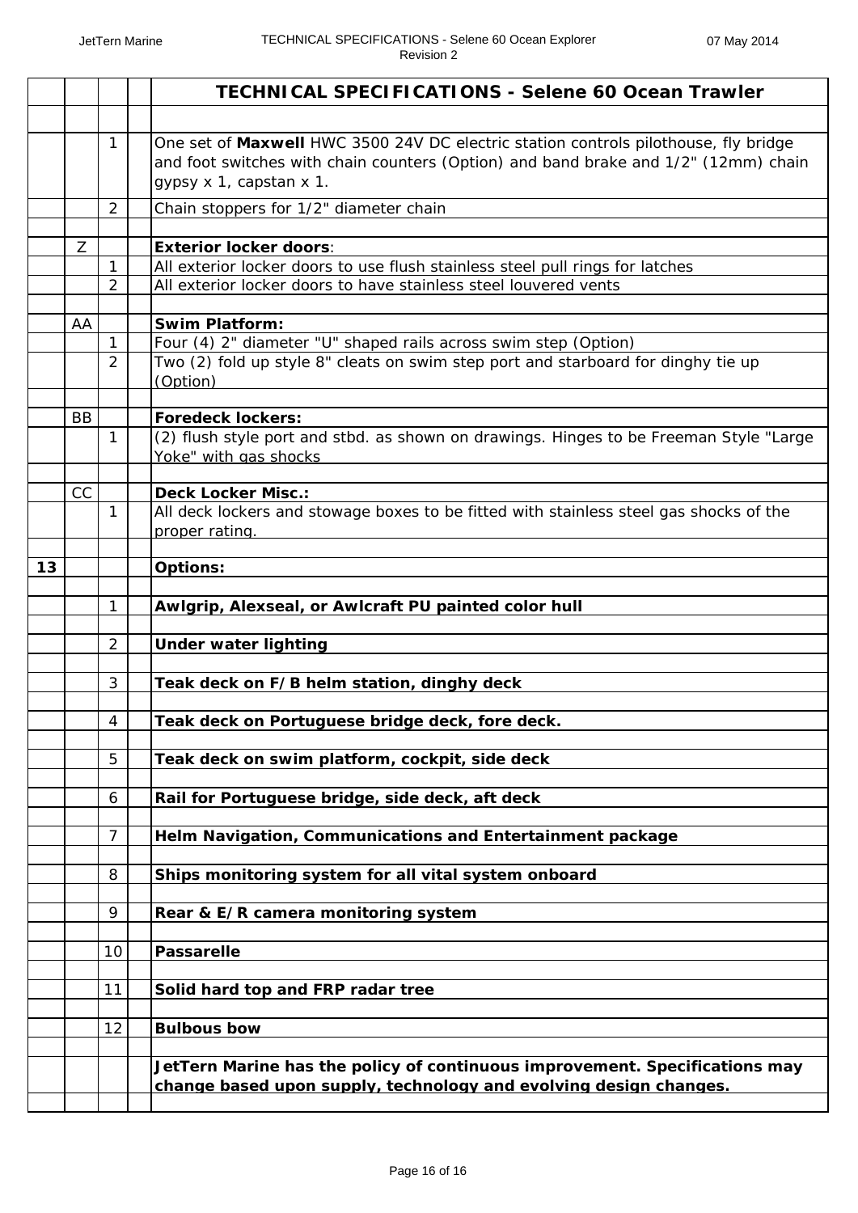| | | | | |
|---|---|---|---|---|
| | | | | **TECHNICAL SPECIFICATIONS - Selene 60 Ocean Trawler** |
| | | | | |
| | | 1 | | One set of **Maxwell** HWC 3500 24V DC electric station controls pilothouse, fly bridge and foot switches with chain counters (Option) and band brake and 1/2" (12mm) chain gypsy x 1, capstan x 1. |
| | | 2 | | Chain stoppers for 1/2" diameter chain |
| | | | | |
| | Z | | | **Exterior locker doors**: |
| | | 1 | | All exterior locker doors to use flush stainless steel pull rings for latches |
| | | 2 | | All exterior locker doors to have stainless steel louvered vents |
| | | | | |
| | AA | | | **Swim Platform:** |
| | | 1 | | Four (4) 2" diameter "U" shaped rails across swim step (Option) |
| | | 2 | | Two (2) fold up style 8" cleats on swim step port and starboard for dinghy tie up (Option) |
| | | | | |
| | BB | | | **Foredeck lockers:** |
| | | 1 | | (2) flush style port and stbd. as shown on drawings. Hinges to be Freeman Style "Large Yoke" with gas shocks |
| | | | | |
| | CC | | | **Deck Locker Misc.:** |
| | | 1 | | All deck lockers and stowage boxes to be fitted with stainless steel gas shocks of the proper rating. |
| | | | | |
| 13 | | | | **Options:** |
| | | | | |
| | | 1 | | **Awlgrip, Alexseal, or Awlcraft PU painted color hull** |
| | | | | |
| | | 2 | | **Under water lighting** |
| | | | | |
| | | 3 | | **Teak deck on F/B helm station, dinghy deck** |
| | | | | |
| | | 4 | | **Teak deck on Portuguese bridge deck, fore deck.** |
| | | | | |
| | | 5 | | **Teak deck on swim platform, cockpit, side deck** |
| | | | | |
| | | 6 | | **Rail for Portuguese bridge, side deck, aft deck** |
| | | | | |
| | | 7 | | **Helm Navigation, Communications and Entertainment package** |
| | | | | |
| | | 8 | | **Ships monitoring system for all vital system onboard** |
| | | | | |
| | | 9 | | **Rear & E/R camera monitoring system** |
| | | | | |
| | | 10 | | **Passarelle** |
| | | | | |
| | | 11 | | **Solid hard top and FRP radar tree** |
| | | | | |
| | | 12 | | **Bulbous bow** |
| | | | | |
| | | | | **JetTern Marine has the policy of continuous improvement. Specifications may change based upon supply, technology and evolving design changes.** |
| | | | | |